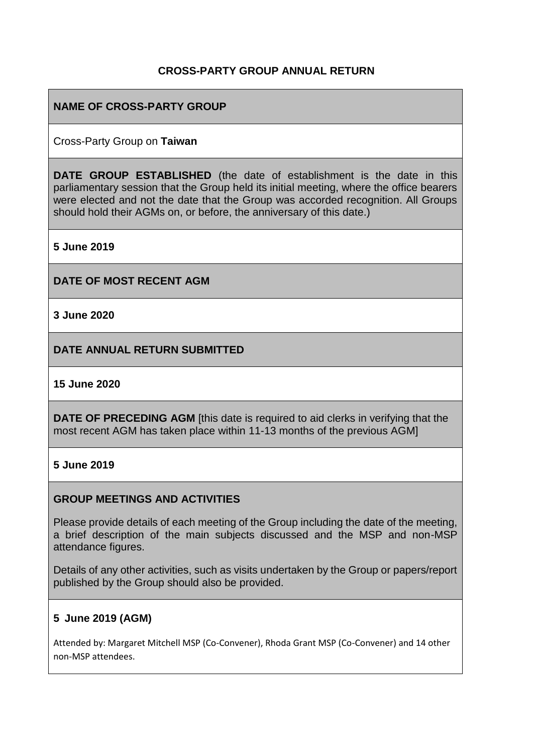# CROSS-PARTY GROUP ANNUAL RETURN

**NAME OF CROSS-PARTY GROUP**

Cross-Party Group on **Taiwan**

**DATE GROUP ESTABLISHED** (the date of establishment is the date in this parliamentary session that the Group held its initial meeting, where the office bearers were elected and not the date that the Group was accorded recognition. All Groups should hold their AGMs on, or before, the anniversary of this date.)

**5 June 2019**

**DATE OF MOST RECENT AGM**

**3 June 2020**

**DATE ANNUAL RETURN SUBMITTED**

**15 June 2020**

**DATE OF PRECEDING AGM** [this date is required to aid clerks in verifying that the most recent AGM has taken place within 11-13 months of the previous AGM]

**5 June 2019**

**GROUP MEETINGS AND ACTIVITIES**

Please provide details of each meeting of the Group including the date of the meeting, a brief description of the main subjects discussed and the MSP and non-MSP attendance figures.

Details of any other activities, such as visits undertaken by the Group or papers/report published by the Group should also be provided.

**5 June 2019 (AGM)**

Attended by: Margaret Mitchell MSP (Co-Convener), Rhoda Grant MSP (Co-Convener) and 14 other non-MSP attendees.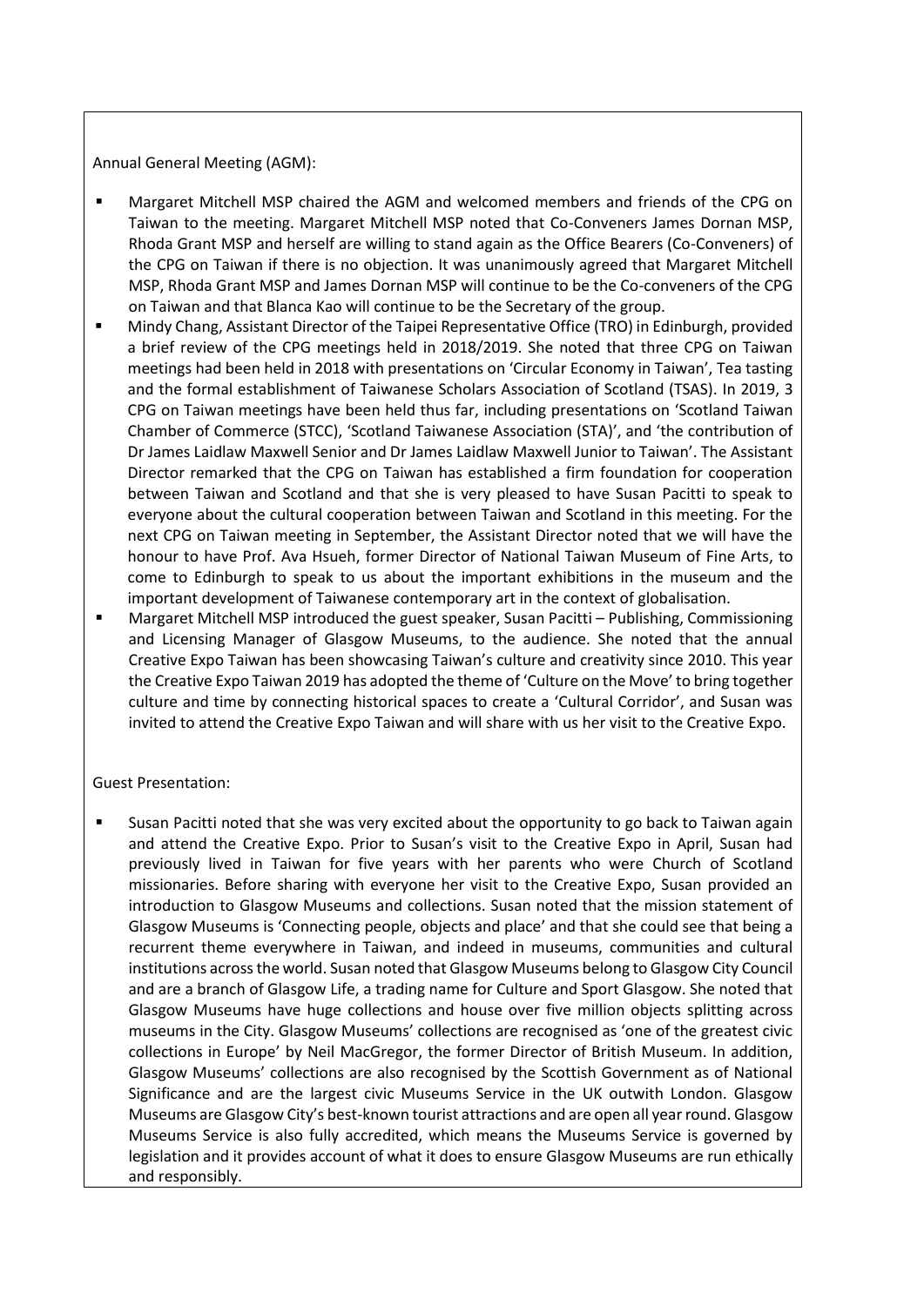Annual General Meeting (AGM):

- Margaret Mitchell MSP chaired the AGM and welcomed members and friends of the CPG on Taiwan to the meeting. Margaret Mitchell MSP noted that Co-Conveners James Dornan MSP, Rhoda Grant MSP and herself are willing to stand again as the Office Bearers (Co-Conveners) of the CPG on Taiwan if there is no objection. It was unanimously agreed that Margaret Mitchell MSP, Rhoda Grant MSP and James Dornan MSP will continue to be the Co-conveners of the CPG on Taiwan and that Blanca Kao will continue to be the Secretary of the group.
- Mindy Chang, Assistant Director of the Taipei Representative Office (TRO) in Edinburgh, provided a brief review of the CPG meetings held in 2018/2019. She noted that three CPG on Taiwan meetings had been held in 2018 with presentations on 'Circular Economy in Taiwan', Tea tasting and the formal establishment of Taiwanese Scholars Association of Scotland (TSAS). In 2019, 3 CPG on Taiwan meetings have been held thus far, including presentations on 'Scotland Taiwan Chamber of Commerce (STCC), 'Scotland Taiwanese Association (STA)', and 'the contribution of Dr James Laidlaw Maxwell Senior and Dr James Laidlaw Maxwell Junior to Taiwan'. The Assistant Director remarked that the CPG on Taiwan has established a firm foundation for cooperation between Taiwan and Scotland and that she is very pleased to have Susan Pacitti to speak to everyone about the cultural cooperation between Taiwan and Scotland in this meeting. For the next CPG on Taiwan meeting in September, the Assistant Director noted that we will have the honour to have Prof. Ava Hsueh, former Director of National Taiwan Museum of Fine Arts, to come to Edinburgh to speak to us about the important exhibitions in the museum and the important development of Taiwanese contemporary art in the context of globalisation.
- Margaret Mitchell MSP introduced the guest speaker, Susan Pacitti – Publishing, Commissioning and Licensing Manager of Glasgow Museums, to the audience. She noted that the annual Creative Expo Taiwan has been showcasing Taiwan's culture and creativity since 2010. This year the Creative Expo Taiwan 2019 has adopted the theme of 'Culture on the Move' to bring together culture and time by connecting historical spaces to create a 'Cultural Corridor', and Susan was invited to attend the Creative Expo Taiwan and will share with us her visit to the Creative Expo.

Guest Presentation:

- Susan Pacitti noted that she was very excited about the opportunity to go back to Taiwan again and attend the Creative Expo. Prior to Susan's visit to the Creative Expo in April, Susan had previously lived in Taiwan for five years with her parents who were Church of Scotland missionaries. Before sharing with everyone her visit to the Creative Expo, Susan provided an introduction to Glasgow Museums and collections. Susan noted that the mission statement of Glasgow Museums is 'Connecting people, objects and place' and that she could see that being a recurrent theme everywhere in Taiwan, and indeed in museums, communities and cultural institutions across the world. Susan noted that Glasgow Museums belong to Glasgow City Council and are a branch of Glasgow Life, a trading name for Culture and Sport Glasgow. She noted that Glasgow Museums have huge collections and house over five million objects splitting across museums in the City. Glasgow Museums' collections are recognised as 'one of the greatest civic collections in Europe' by Neil MacGregor, the former Director of British Museum. In addition, Glasgow Museums' collections are also recognised by the Scottish Government as of National Significance and are the largest civic Museums Service in the UK outwith London. Glasgow Museums are Glasgow City's best-known tourist attractions and are open all year round. Glasgow Museums Service is also fully accredited, which means the Museums Service is governed by legislation and it provides account of what it does to ensure Glasgow Museums are run ethically and responsibly.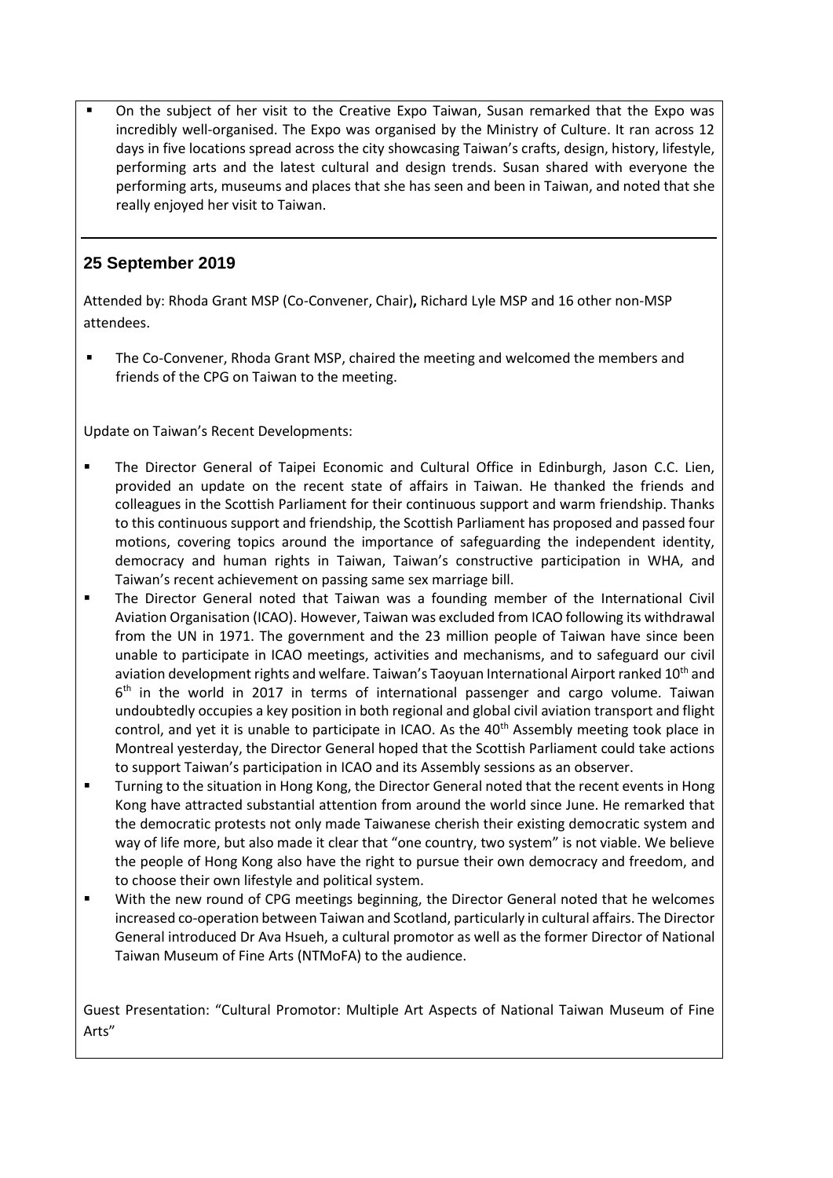- On the subject of her visit to the Creative Expo Taiwan, Susan remarked that the Expo was incredibly well-organised. The Expo was organised by the Ministry of Culture. It ran across 12 days in five locations spread across the city showcasing Taiwan's crafts, design, history, lifestyle, performing arts and the latest cultural and design trends. Susan shared with everyone the performing arts, museums and places that she has seen and been in Taiwan, and noted that she really enjoyed her visit to Taiwan.

---

## 25 September 2019

Attended by: Rhoda Grant MSP (Co-Convener, Chair)**,** Richard Lyle MSP and 16 other non-MSP attendees.

- The Co-Convener, Rhoda Grant MSP, chaired the meeting and welcomed the members and friends of the CPG on Taiwan to the meeting.

Update on Taiwan's Recent Developments:

- The Director General of Taipei Economic and Cultural Office in Edinburgh, Jason C.C. Lien, provided an update on the recent state of affairs in Taiwan. He thanked the friends and colleagues in the Scottish Parliament for their continuous support and warm friendship. Thanks to this continuous support and friendship, the Scottish Parliament has proposed and passed four motions, covering topics around the importance of safeguarding the independent identity, democracy and human rights in Taiwan, Taiwan's constructive participation in WHA, and Taiwan's recent achievement on passing same sex marriage bill.
- The Director General noted that Taiwan was a founding member of the International Civil Aviation Organisation (ICAO). However, Taiwan was excluded from ICAO following its withdrawal from the UN in 1971. The government and the 23 million people of Taiwan have since been unable to participate in ICAO meetings, activities and mechanisms, and to safeguard our civil aviation development rights and welfare. Taiwan's Taoyuan International Airport ranked 10th and 6th in the world in 2017 in terms of international passenger and cargo volume. Taiwan undoubtedly occupies a key position in both regional and global civil aviation transport and flight control, and yet it is unable to participate in ICAO. As the 40th Assembly meeting took place in Montreal yesterday, the Director General hoped that the Scottish Parliament could take actions to support Taiwan's participation in ICAO and its Assembly sessions as an observer.
- Turning to the situation in Hong Kong, the Director General noted that the recent events in Hong Kong have attracted substantial attention from around the world since June. He remarked that the democratic protests not only made Taiwanese cherish their existing democratic system and way of life more, but also made it clear that "one country, two system" is not viable. We believe the people of Hong Kong also have the right to pursue their own democracy and freedom, and to choose their own lifestyle and political system.
- With the new round of CPG meetings beginning, the Director General noted that he welcomes increased co-operation between Taiwan and Scotland, particularly in cultural affairs. The Director General introduced Dr Ava Hsueh, a cultural promotor as well as the former Director of National Taiwan Museum of Fine Arts (NTMoFA) to the audience.

Guest Presentation: "Cultural Promotor: Multiple Art Aspects of National Taiwan Museum of Fine Arts"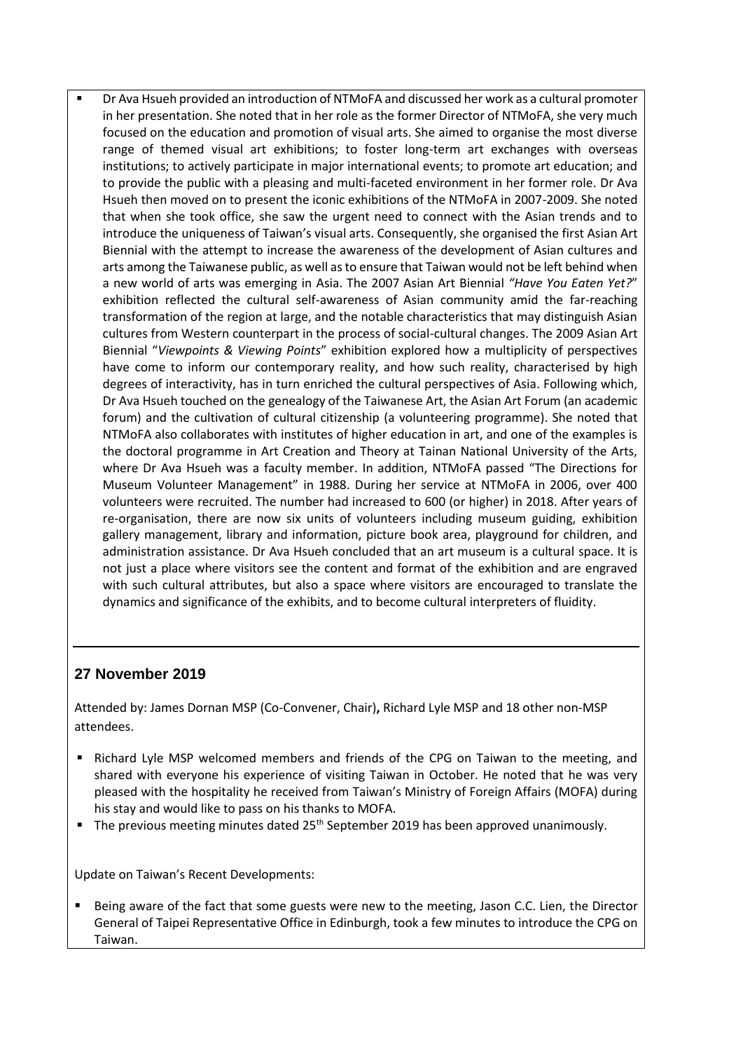- Dr Ava Hsueh provided an introduction of NTMoFA and discussed her work as a cultural promoter in her presentation. She noted that in her role as the former Director of NTMoFA, she very much focused on the education and promotion of visual arts. She aimed to organise the most diverse range of themed visual art exhibitions; to foster long-term art exchanges with overseas institutions; to actively participate in major international events; to promote art education; and to provide the public with a pleasing and multi-faceted environment in her former role. Dr Ava Hsueh then moved on to present the iconic exhibitions of the NTMoFA in 2007-2009. She noted that when she took office, she saw the urgent need to connect with the Asian trends and to introduce the uniqueness of Taiwan's visual arts. Consequently, she organised the first Asian Art Biennial with the attempt to increase the awareness of the development of Asian cultures and arts among the Taiwanese public, as well as to ensure that Taiwan would not be left behind when a new world of arts was emerging in Asia. The 2007 Asian Art Biennial *"Have You Eaten Yet?*" exhibition reflected the cultural self-awareness of Asian community amid the far-reaching transformation of the region at large, and the notable characteristics that may distinguish Asian cultures from Western counterpart in the process of social-cultural changes. The 2009 Asian Art Biennial "*Viewpoints & Viewing Points*" exhibition explored how a multiplicity of perspectives have come to inform our contemporary reality, and how such reality, characterised by high degrees of interactivity, has in turn enriched the cultural perspectives of Asia. Following which, Dr Ava Hsueh touched on the genealogy of the Taiwanese Art, the Asian Art Forum (an academic forum) and the cultivation of cultural citizenship (a volunteering programme). She noted that NTMoFA also collaborates with institutes of higher education in art, and one of the examples is the doctoral programme in Art Creation and Theory at Tainan National University of the Arts, where Dr Ava Hsueh was a faculty member. In addition, NTMoFA passed "The Directions for Museum Volunteer Management" in 1988. During her service at NTMoFA in 2006, over 400 volunteers were recruited. The number had increased to 600 (or higher) in 2018. After years of re-organisation, there are now six units of volunteers including museum guiding, exhibition gallery management, library and information, picture book area, playground for children, and administration assistance. Dr Ava Hsueh concluded that an art museum is a cultural space. It is not just a place where visitors see the content and format of the exhibition and are engraved with such cultural attributes, but also a space where visitors are encouraged to translate the dynamics and significance of the exhibits, and to become cultural interpreters of fluidity.

---

## 27 November 2019

Attended by: James Dornan MSP (Co-Convener, Chair)**,** Richard Lyle MSP and 18 other non-MSP attendees.

- Richard Lyle MSP welcomed members and friends of the CPG on Taiwan to the meeting, and shared with everyone his experience of visiting Taiwan in October. He noted that he was very pleased with the hospitality he received from Taiwan's Ministry of Foreign Affairs (MOFA) during his stay and would like to pass on his thanks to MOFA.
- The previous meeting minutes dated 25th September 2019 has been approved unanimously.

Update on Taiwan's Recent Developments:

- Being aware of the fact that some guests were new to the meeting, Jason C.C. Lien, the Director General of Taipei Representative Office in Edinburgh, took a few minutes to introduce the CPG on Taiwan.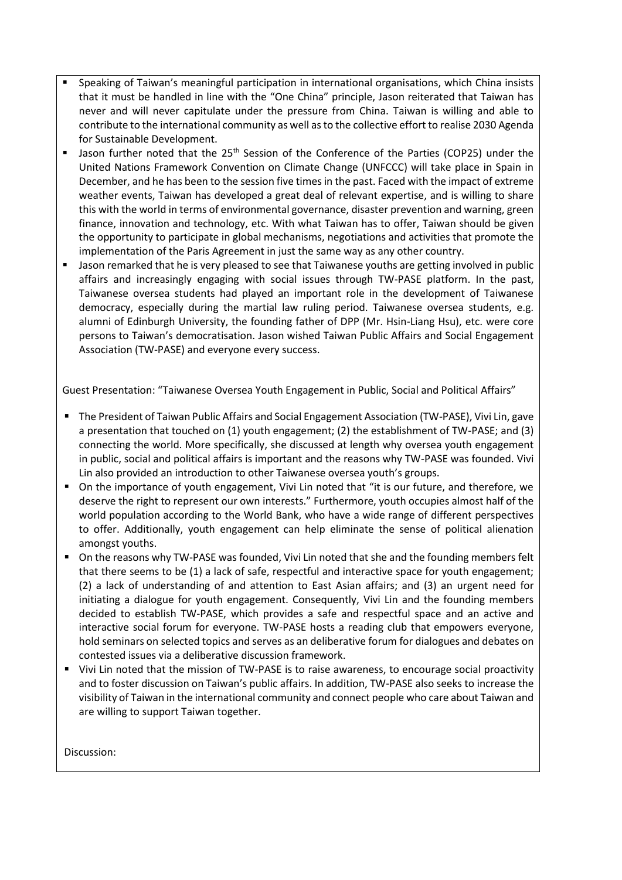- Speaking of Taiwan's meaningful participation in international organisations, which China insists that it must be handled in line with the "One China" principle, Jason reiterated that Taiwan has never and will never capitulate under the pressure from China. Taiwan is willing and able to contribute to the international community as well as to the collective effort to realise 2030 Agenda for Sustainable Development.
- Jason further noted that the 25th Session of the Conference of the Parties (COP25) under the United Nations Framework Convention on Climate Change (UNFCCC) will take place in Spain in December, and he has been to the session five times in the past. Faced with the impact of extreme weather events, Taiwan has developed a great deal of relevant expertise, and is willing to share this with the world in terms of environmental governance, disaster prevention and warning, green finance, innovation and technology, etc. With what Taiwan has to offer, Taiwan should be given the opportunity to participate in global mechanisms, negotiations and activities that promote the implementation of the Paris Agreement in just the same way as any other country.
- Jason remarked that he is very pleased to see that Taiwanese youths are getting involved in public affairs and increasingly engaging with social issues through TW-PASE platform. In the past, Taiwanese oversea students had played an important role in the development of Taiwanese democracy, especially during the martial law ruling period. Taiwanese oversea students, e.g. alumni of Edinburgh University, the founding father of DPP (Mr. Hsin-Liang Hsu), etc. were core persons to Taiwan's democratisation. Jason wished Taiwan Public Affairs and Social Engagement Association (TW-PASE) and everyone every success.

Guest Presentation: "Taiwanese Oversea Youth Engagement in Public, Social and Political Affairs"

- The President of Taiwan Public Affairs and Social Engagement Association (TW-PASE), Vivi Lin, gave a presentation that touched on (1) youth engagement; (2) the establishment of TW-PASE; and (3) connecting the world. More specifically, she discussed at length why oversea youth engagement in public, social and political affairs is important and the reasons why TW-PASE was founded. Vivi Lin also provided an introduction to other Taiwanese oversea youth's groups.
- On the importance of youth engagement, Vivi Lin noted that "it is our future, and therefore, we deserve the right to represent our own interests." Furthermore, youth occupies almost half of the world population according to the World Bank, who have a wide range of different perspectives to offer. Additionally, youth engagement can help eliminate the sense of political alienation amongst youths.
- On the reasons why TW-PASE was founded, Vivi Lin noted that she and the founding members felt that there seems to be (1) a lack of safe, respectful and interactive space for youth engagement; (2) a lack of understanding of and attention to East Asian affairs; and (3) an urgent need for initiating a dialogue for youth engagement. Consequently, Vivi Lin and the founding members decided to establish TW-PASE, which provides a safe and respectful space and an active and interactive social forum for everyone. TW-PASE hosts a reading club that empowers everyone, hold seminars on selected topics and serves as an deliberative forum for dialogues and debates on contested issues via a deliberative discussion framework.
- Vivi Lin noted that the mission of TW-PASE is to raise awareness, to encourage social proactivity and to foster discussion on Taiwan's public affairs. In addition, TW-PASE also seeks to increase the visibility of Taiwan in the international community and connect people who care about Taiwan and are willing to support Taiwan together.

Discussion: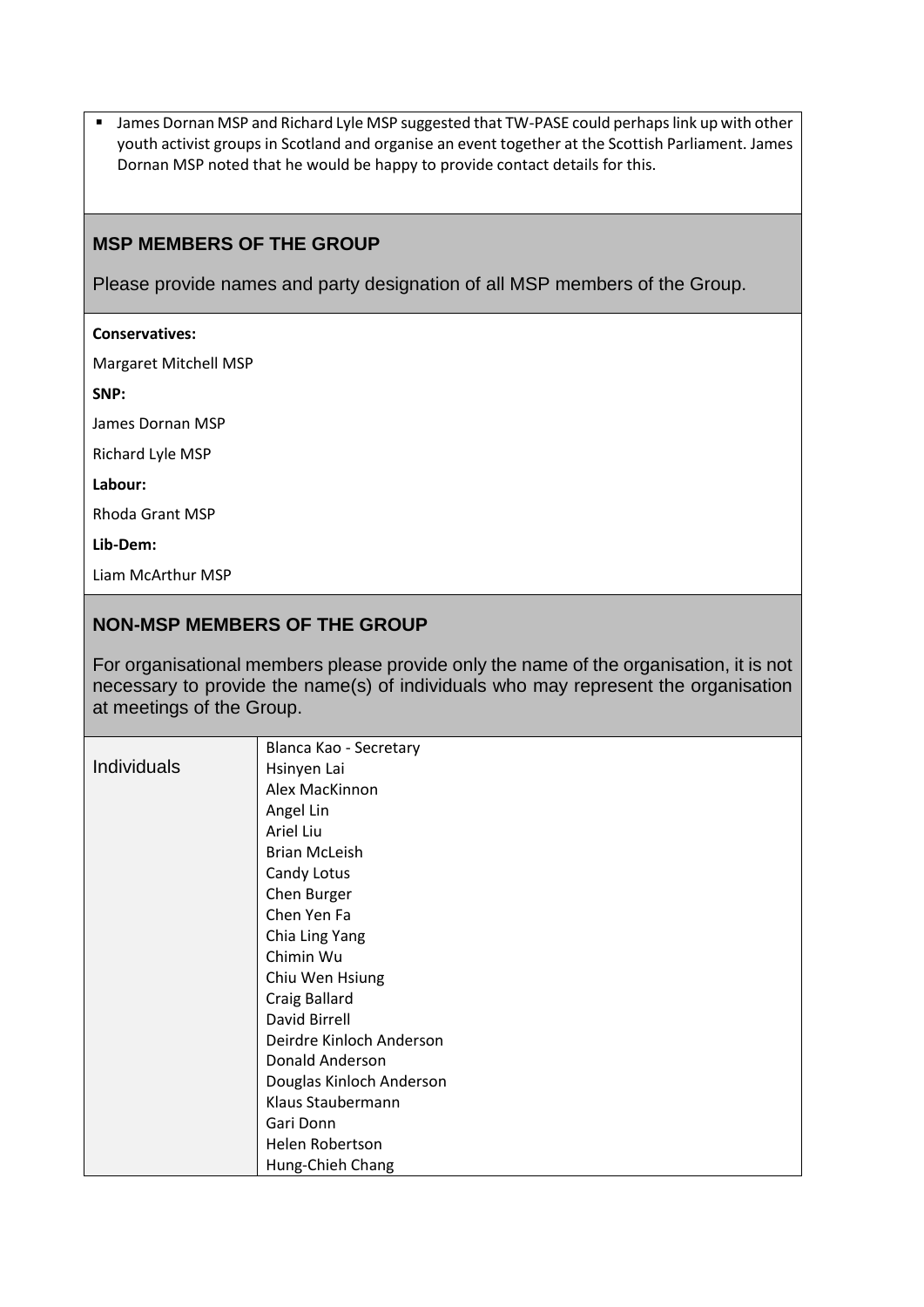- James Dornan MSP and Richard Lyle MSP suggested that TW-PASE could perhaps link up with other youth activist groups in Scotland and organise an event together at the Scottish Parliament. James Dornan MSP noted that he would be happy to provide contact details for this.

## MSP MEMBERS OF THE GROUP

Please provide names and party designation of all MSP members of the Group.

**Conservatives:**

Margaret Mitchell MSP

**SNP:**

James Dornan MSP

Richard Lyle MSP

**Labour:**

Rhoda Grant MSP

**Lib-Dem:**

Liam McArthur MSP

## NON-MSP MEMBERS OF THE GROUP

For organisational members please provide only the name of the organisation, it is not necessary to provide the name(s) of individuals who may represent the organisation at meetings of the Group.

| Individuals | Blanca Kao - Secretary<br>Hsinyen Lai<br>Alex MacKinnon<br>Angel Lin<br>Ariel Liu<br>Brian McLeish<br>Candy Lotus<br>Chen Burger<br>Chen Yen Fa<br>Chia Ling Yang<br>Chimin Wu<br>Chiu Wen Hsiung<br>Craig Ballard<br>David Birrell<br>Deirdre Kinloch Anderson<br>Donald Anderson<br>Douglas Kinloch Anderson<br>Klaus Staubermann<br>Gari Donn<br>Helen Robertson<br>Hung-Chieh Chang |
|---|---|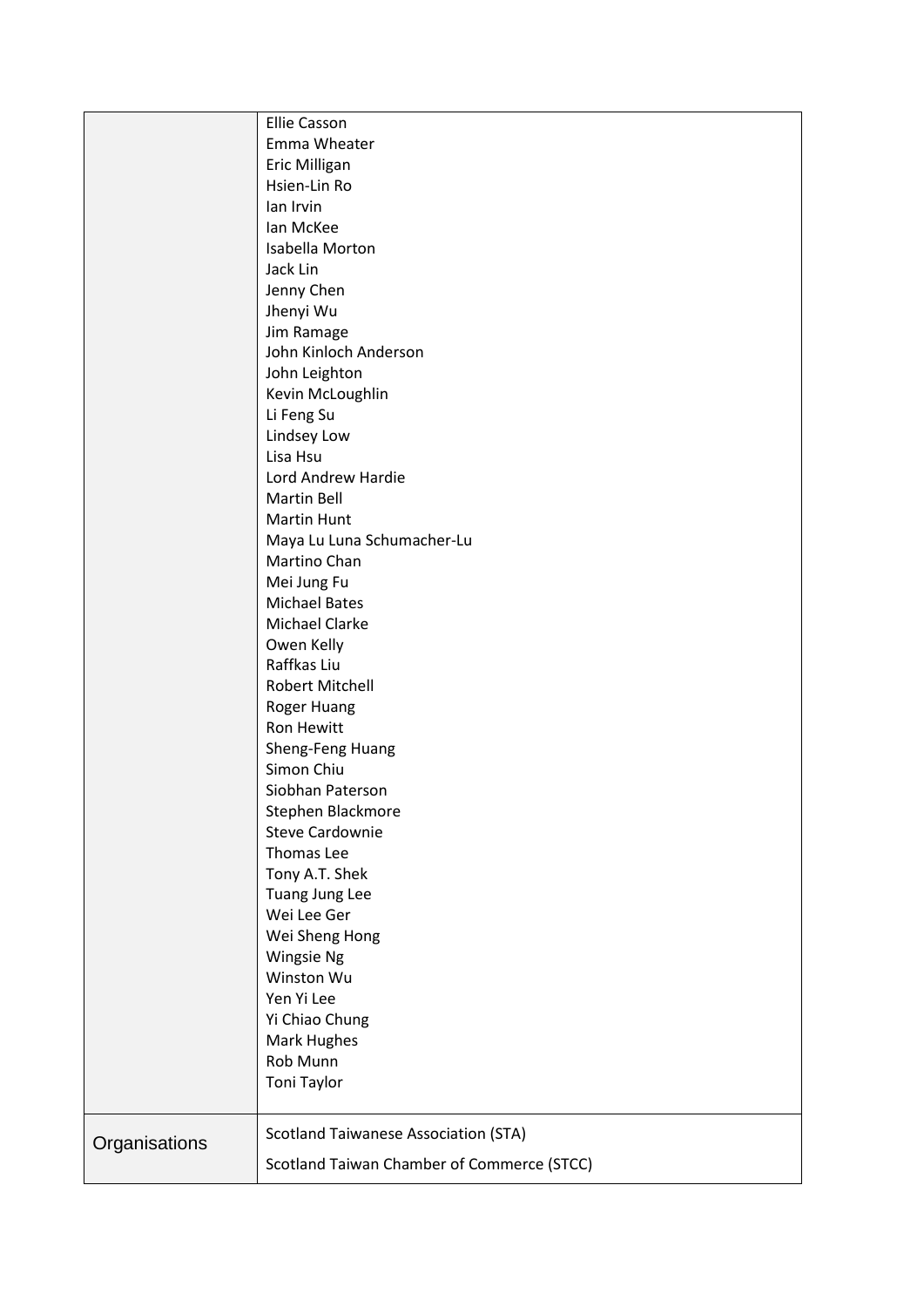| | |
|---|---|
| | Ellie Casson<br>Emma Wheater<br>Eric Milligan<br>Hsien-Lin Ro<br>Ian Irvin<br>Ian McKee<br>Isabella Morton<br>Jack Lin<br>Jenny Chen<br>Jhenyi Wu<br>Jim Ramage<br>John Kinloch Anderson<br>John Leighton<br>Kevin McLoughlin<br>Li Feng Su<br>Lindsey Low<br>Lisa Hsu<br>Lord Andrew Hardie<br>Martin Bell<br>Martin Hunt<br>Maya Lu Luna Schumacher-Lu<br>Martino Chan<br>Mei Jung Fu<br>Michael Bates<br>Michael Clarke<br>Owen Kelly<br>Raffkas Liu<br>Robert Mitchell<br>Roger Huang<br>Ron Hewitt<br>Sheng-Feng Huang<br>Simon Chiu<br>Siobhan Paterson<br>Stephen Blackmore<br>Steve Cardownie<br>Thomas Lee<br>Tony A.T. Shek<br>Tuang Jung Lee<br>Wei Lee Ger<br>Wei Sheng Hong<br>Wingsie Ng<br>Winston Wu<br>Yen Yi Lee<br>Yi Chiao Chung<br>Mark Hughes<br>Rob Munn<br>Toni Taylor |
| Organisations | Scotland Taiwanese Association (STA)<br>Scotland Taiwan Chamber of Commerce (STCC) |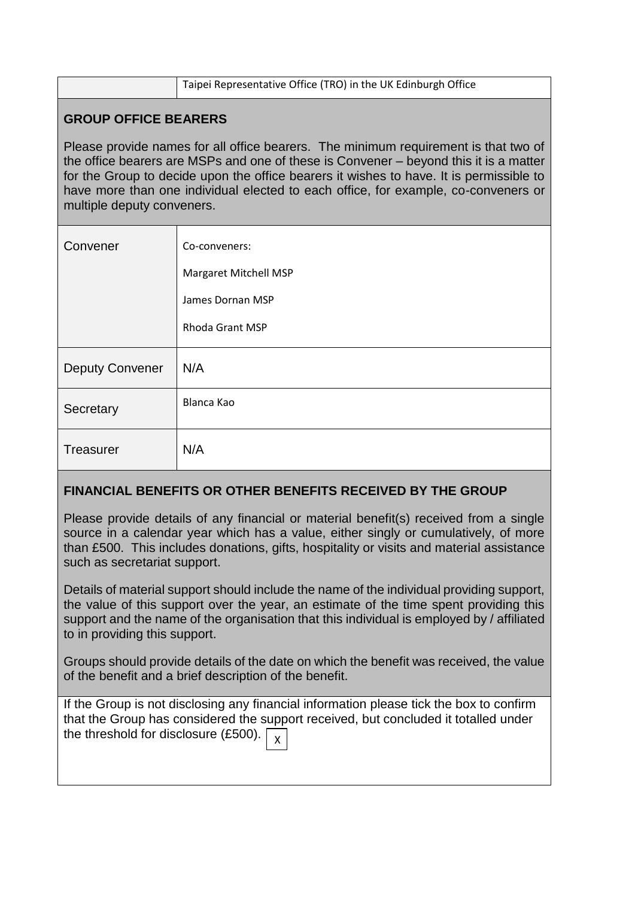| | Taipei Representative Office (TRO) in the UK Edinburgh Office |
|---|---|

## GROUP OFFICE BEARERS

Please provide names for all office bearers. The minimum requirement is that two of the office bearers are MSPs and one of these is Convener – beyond this it is a matter for the Group to decide upon the office bearers it wishes to have. It is permissible to have more than one individual elected to each office, for example, co-conveners or multiple deputy conveners.

| | |
|---|---|
| Convener | Co-conveners:<br>Margaret Mitchell MSP<br>James Dornan MSP<br>Rhoda Grant MSP |
| Deputy Convener | N/A |
| Secretary | Blanca Kao |
| Treasurer | N/A |

## FINANCIAL BENEFITS OR OTHER BENEFITS RECEIVED BY THE GROUP

Please provide details of any financial or material benefit(s) received from a single source in a calendar year which has a value, either singly or cumulatively, of more than £500. This includes donations, gifts, hospitality or visits and material assistance such as secretariat support.

Details of material support should include the name of the individual providing support, the value of this support over the year, an estimate of the time spent providing this support and the name of the organisation that this individual is employed by / affiliated to in providing this support.

Groups should provide details of the date on which the benefit was received, the value of the benefit and a brief description of the benefit.

If the Group is not disclosing any financial information please tick the box to confirm that the Group has considered the support received, but concluded it totalled under the threshold for disclosure (£500). [X]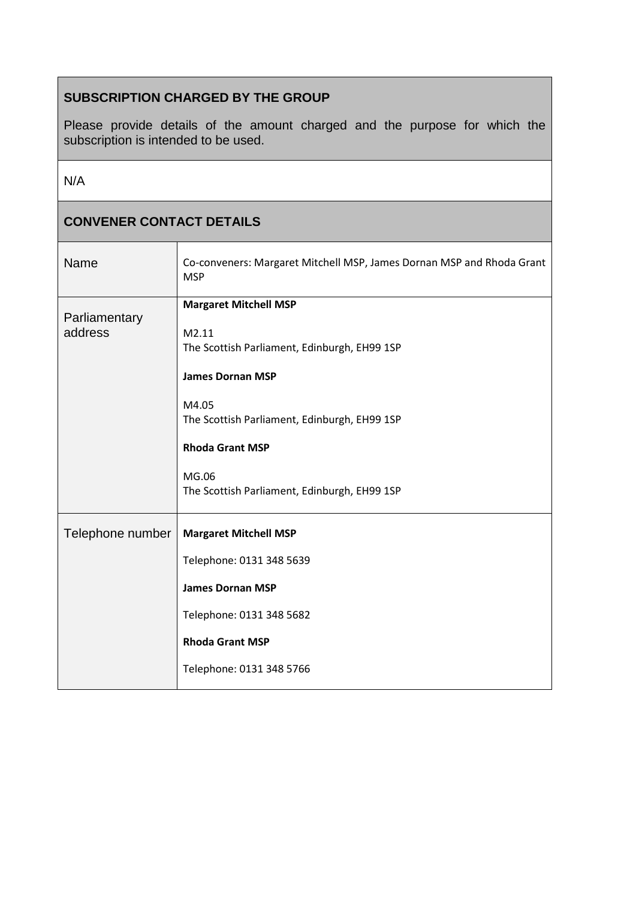## SUBSCRIPTION CHARGED BY THE GROUP

Please provide details of the amount charged and the purpose for which the subscription is intended to be used.

N/A

## CONVENER CONTACT DETAILS

| | |
|---|---|
| Name | Co-conveners: Margaret Mitchell MSP, James Dornan MSP and Rhoda Grant MSP |
| Parliamentary address | **Margaret Mitchell MSP**<br><br>M2.11<br>The Scottish Parliament, Edinburgh, EH99 1SP<br><br>**James Dornan MSP**<br><br>M4.05<br>The Scottish Parliament, Edinburgh, EH99 1SP<br><br>**Rhoda Grant MSP**<br><br>MG.06<br>The Scottish Parliament, Edinburgh, EH99 1SP |
| Telephone number | **Margaret Mitchell MSP**<br><br>Telephone: 0131 348 5639<br><br>**James Dornan MSP**<br><br>Telephone: 0131 348 5682<br><br>**Rhoda Grant MSP**<br><br>Telephone: 0131 348 5766 |